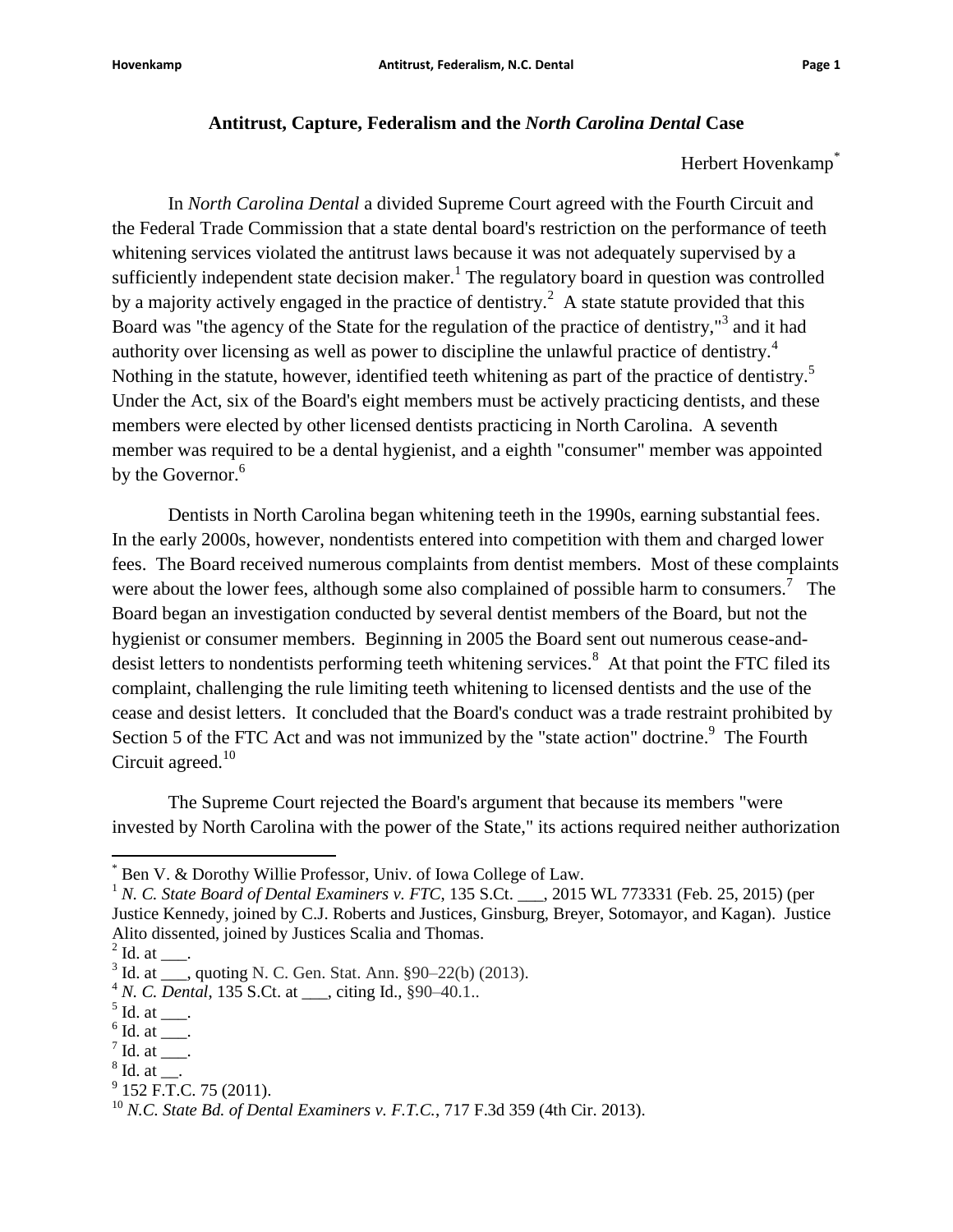# Antitrust, Capture, Federalism and the *North Carolina Dental* Case

Herbert Hovenkamp[*]

In *North Carolina Dental* a divided Supreme Court agreed with the Fourth Circuit and the Federal Trade Commission that a state dental board's restriction on the performance of teeth whitening services violated the antitrust laws because it was not adequately supervised by a sufficiently independent state decision maker.[1] The regulatory board in question was controlled by a majority actively engaged in the practice of dentistry.[2] A state statute provided that this Board was "the agency of the State for the regulation of the practice of dentistry,"[3] and it had authority over licensing as well as power to discipline the unlawful practice of dentistry.[4] Nothing in the statute, however, identified teeth whitening as part of the practice of dentistry.[5] Under the Act, six of the Board's eight members must be actively practicing dentists, and these members were elected by other licensed dentists practicing in North Carolina. A seventh member was required to be a dental hygienist, and a eighth "consumer" member was appointed by the Governor.[6]

Dentists in North Carolina began whitening teeth in the 1990s, earning substantial fees. In the early 2000s, however, nondentists entered into competition with them and charged lower fees. The Board received numerous complaints from dentist members. Most of these complaints were about the lower fees, although some also complained of possible harm to consumers.[7] The Board began an investigation conducted by several dentist members of the Board, but not the hygienist or consumer members. Beginning in 2005 the Board sent out numerous cease-and-desist letters to nondentists performing teeth whitening services.[8] At that point the FTC filed its complaint, challenging the rule limiting teeth whitening to licensed dentists and the use of the cease and desist letters. It concluded that the Board's conduct was a trade restraint prohibited by Section 5 of the FTC Act and was not immunized by the "state action" doctrine.[9] The Fourth Circuit agreed.[10]

The Supreme Court rejected the Board's argument that because its members "were invested by North Carolina with the power of the State," its actions required neither authorization

---

[*] Ben V. & Dorothy Willie Professor, Univ. of Iowa College of Law.

[1] *N. C. State Board of Dental Examiners v. FTC*, 135 S.Ct. ___, 2015 WL 773331 (Feb. 25, 2015) (per Justice Kennedy, joined by C.J. Roberts and Justices, Ginsburg, Breyer, Sotomayor, and Kagan). Justice Alito dissented, joined by Justices Scalia and Thomas.

[2] Id. at ___.

[3] Id. at ___, quoting N. C. Gen. Stat. Ann. §90–22(b) (2013).

[4] *N. C. Dental*, 135 S.Ct. at ___, citing Id., §90–40.1..

[5] Id. at ___.

[6] Id. at ___.

[7] Id. at ___.

[8] Id. at __.

[9] 152 F.T.C. 75 (2011).

[10] *N.C. State Bd. of Dental Examiners v. F.T.C.*, 717 F.3d 359 (4th Cir. 2013).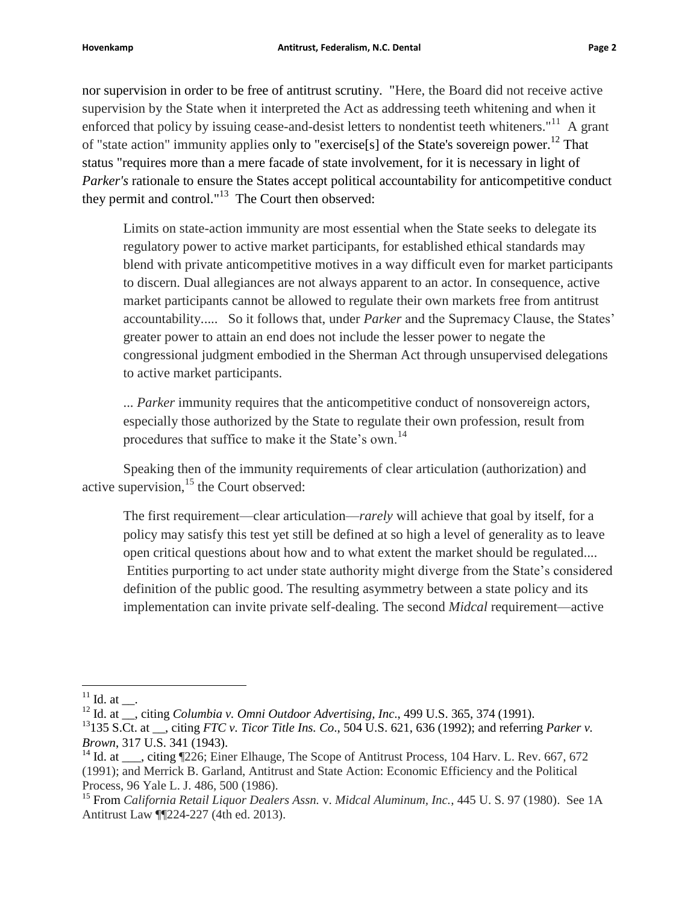nor supervision in order to be free of antitrust scrutiny. "Here, the Board did not receive active supervision by the State when it interpreted the Act as addressing teeth whitening and when it enforced that policy by issuing cease-and-desist letters to nondentist teeth whiteners."[11] A grant of "state action" immunity applies only to "exercise[s] of the State's sovereign power.[12] That status "requires more than a mere facade of state involvement, for it is necessary in light of *Parker's* rationale to ensure the States accept political accountability for anticompetitive conduct they permit and control."[13] The Court then observed:

> Limits on state-action immunity are most essential when the State seeks to delegate its regulatory power to active market participants, for established ethical standards may blend with private anticompetitive motives in a way difficult even for market participants to discern. Dual allegiances are not always apparent to an actor. In consequence, active market participants cannot be allowed to regulate their own markets free from antitrust accountability..... So it follows that, under *Parker* and the Supremacy Clause, the States' greater power to attain an end does not include the lesser power to negate the congressional judgment embodied in the Sherman Act through unsupervised delegations to active market participants.
>
> ... *Parker* immunity requires that the anticompetitive conduct of nonsovereign actors, especially those authorized by the State to regulate their own profession, result from procedures that suffice to make it the State's own.[14]

Speaking then of the immunity requirements of clear articulation (authorization) and active supervision,[15] the Court observed:

> The first requirement—clear articulation—*rarely* will achieve that goal by itself, for a policy may satisfy this test yet still be defined at so high a level of generality as to leave open critical questions about how and to what extent the market should be regulated.... Entities purporting to act under state authority might diverge from the State's considered definition of the public good. The resulting asymmetry between a state policy and its implementation can invite private self-dealing. The second *Midcal* requirement—active

---

[11] Id. at __.

[12] Id. at __, citing *Columbia v. Omni Outdoor Advertising, Inc*., 499 U.S. 365, 374 (1991).

[13] 135 S.Ct. at __, citing *FTC v. Ticor Title Ins. Co*., 504 U.S. 621, 636 (1992); and referring *Parker v. Brown*, 317 U.S. 341 (1943).

[14] Id. at ___, citing ¶226; Einer Elhauge, The Scope of Antitrust Process, 104 Harv. L. Rev. 667, 672 (1991); and Merrick B. Garland, Antitrust and State Action: Economic Efficiency and the Political Process, 96 Yale L. J. 486, 500 (1986).

[15] From *California Retail Liquor Dealers Assn.* v. *Midcal Aluminum, Inc.*, 445 U. S. 97 (1980). See 1A Antitrust Law ¶¶224-227 (4th ed. 2013).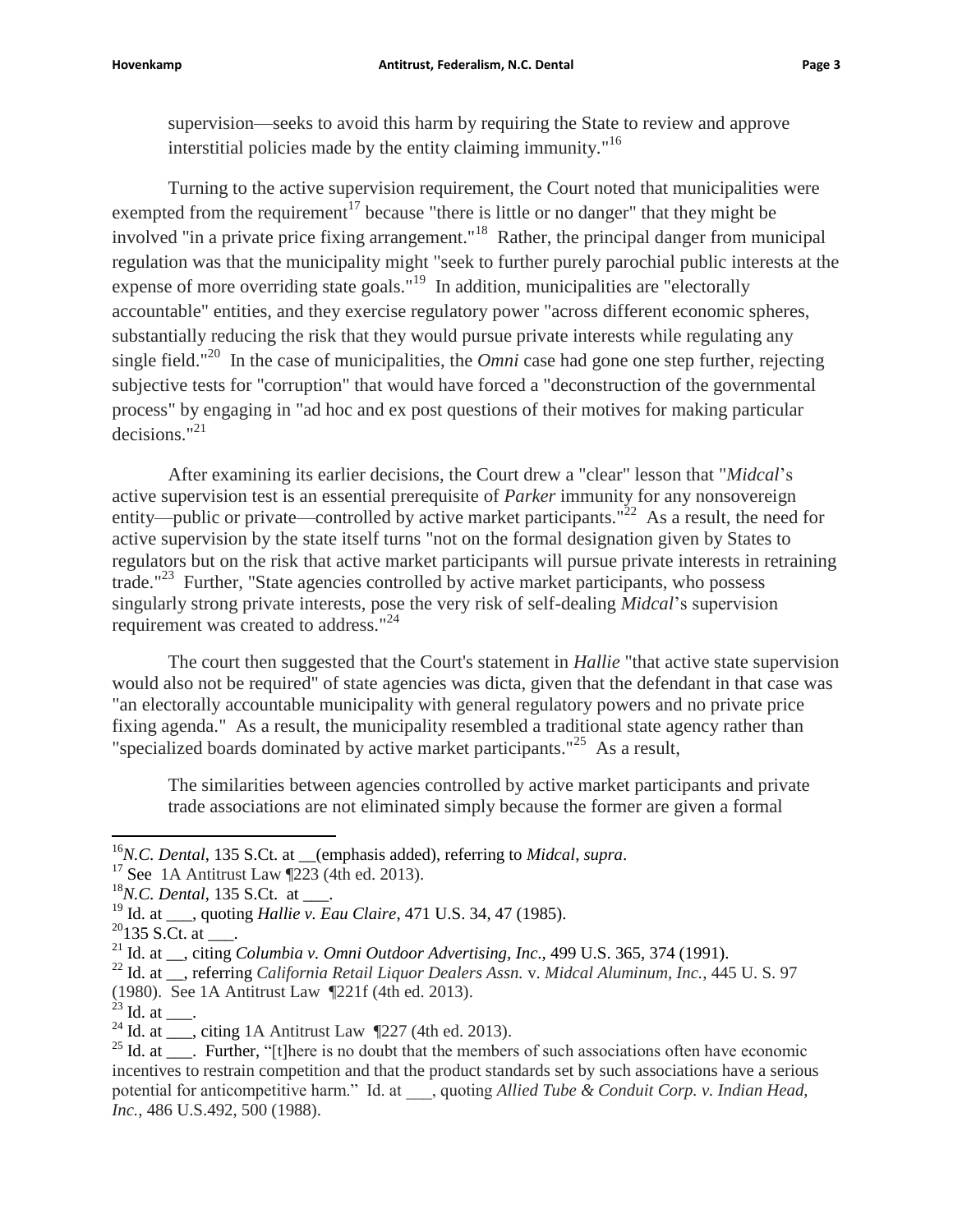supervision—seeks to avoid this harm by requiring the State to review and approve interstitial policies made by the entity claiming immunity."[16]

Turning to the active supervision requirement, the Court noted that municipalities were exempted from the requirement[17] because "there is little or no danger" that they might be involved "in a private price fixing arrangement."[18] Rather, the principal danger from municipal regulation was that the municipality might "seek to further purely parochial public interests at the expense of more overriding state goals."[19] In addition, municipalities are "electorally accountable" entities, and they exercise regulatory power "across different economic spheres, substantially reducing the risk that they would pursue private interests while regulating any single field."[20] In the case of municipalities, the *Omni* case had gone one step further, rejecting subjective tests for "corruption" that would have forced a "deconstruction of the governmental process" by engaging in "ad hoc and ex post questions of their motives for making particular decisions."[21]

After examining its earlier decisions, the Court drew a "clear" lesson that "*Midcal*'s active supervision test is an essential prerequisite of *Parker* immunity for any nonsovereign entity—public or private—controlled by active market participants."[22] As a result, the need for active supervision by the state itself turns "not on the formal designation given by States to regulators but on the risk that active market participants will pursue private interests in retraining trade."[23] Further, "State agencies controlled by active market participants, who possess singularly strong private interests, pose the very risk of self-dealing *Midcal*'s supervision requirement was created to address."[24]

The court then suggested that the Court's statement in *Hallie* "that active state supervision would also not be required" of state agencies was dicta, given that the defendant in that case was "an electorally accountable municipality with general regulatory powers and no private price fixing agenda." As a result, the municipality resembled a traditional state agency rather than "specialized boards dominated by active market participants."[25] As a result,

> The similarities between agencies controlled by active market participants and private trade associations are not eliminated simply because the former are given a formal

---

[16] *N.C. Dental*, 135 S.Ct. at __(emphasis added), referring to *Midcal*, *supra*.

[17] See 1A Antitrust Law ¶223 (4th ed. 2013).

[18] *N.C. Dental*, 135 S.Ct. at ___.

[19] Id. at ___, quoting *Hallie v. Eau Claire*, 471 U.S. 34, 47 (1985).

[20] 135 S.Ct. at ___.

[21] Id. at __, citing *Columbia v. Omni Outdoor Advertising, Inc.*, 499 U.S. 365, 374 (1991).

[22] Id. at __, referring *California Retail Liquor Dealers Assn.* v. *Midcal Aluminum, Inc.*, 445 U. S. 97 (1980). See 1A Antitrust Law ¶221f (4th ed. 2013).

[23] Id. at ___.

[24] Id. at ___, citing 1A Antitrust Law ¶227 (4th ed. 2013).

[25] Id. at ___. Further, "[t]here is no doubt that the members of such associations often have economic incentives to restrain competition and that the product standards set by such associations have a serious potential for anticompetitive harm." Id. at ___, quoting *Allied Tube & Conduit Corp. v. Indian Head, Inc.*, 486 U.S.492, 500 (1988).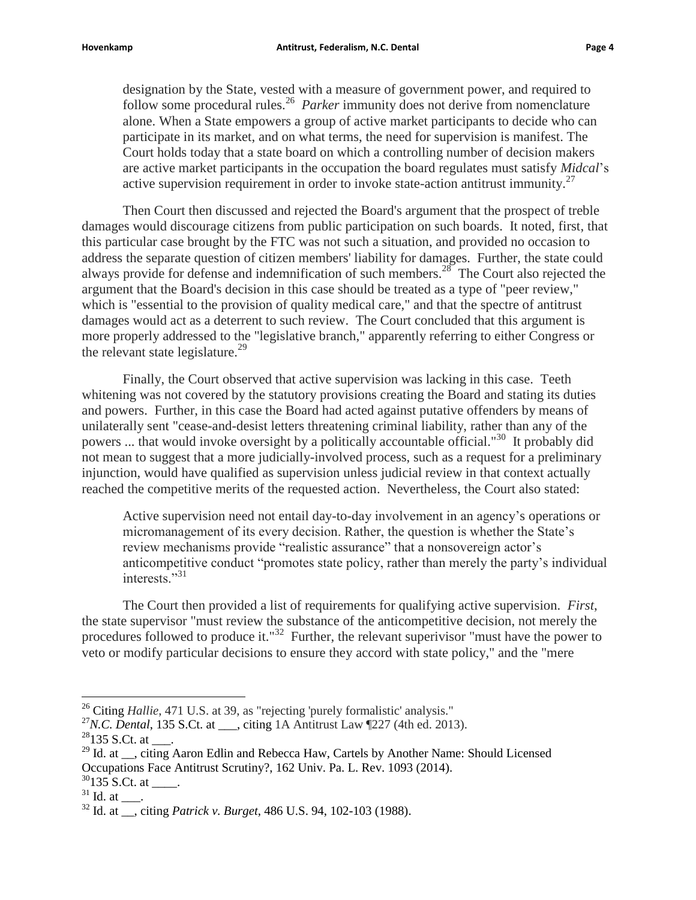designation by the State, vested with a measure of government power, and required to follow some procedural rules.[26] *Parker* immunity does not derive from nomenclature alone. When a State empowers a group of active market participants to decide who can participate in its market, and on what terms, the need for supervision is manifest. The Court holds today that a state board on which a controlling number of decision makers are active market participants in the occupation the board regulates must satisfy *Midcal*'s active supervision requirement in order to invoke state-action antitrust immunity.[27]

Then Court then discussed and rejected the Board's argument that the prospect of treble damages would discourage citizens from public participation on such boards. It noted, first, that this particular case brought by the FTC was not such a situation, and provided no occasion to address the separate question of citizen members' liability for damages. Further, the state could always provide for defense and indemnification of such members.[28] The Court also rejected the argument that the Board's decision in this case should be treated as a type of "peer review," which is "essential to the provision of quality medical care," and that the spectre of antitrust damages would act as a deterrent to such review. The Court concluded that this argument is more properly addressed to the "legislative branch," apparently referring to either Congress or the relevant state legislature.[29]

Finally, the Court observed that active supervision was lacking in this case. Teeth whitening was not covered by the statutory provisions creating the Board and stating its duties and powers. Further, in this case the Board had acted against putative offenders by means of unilaterally sent "cease-and-desist letters threatening criminal liability, rather than any of the powers ... that would invoke oversight by a politically accountable official."[30] It probably did not mean to suggest that a more judicially-involved process, such as a request for a preliminary injunction, would have qualified as supervision unless judicial review in that context actually reached the competitive merits of the requested action. Nevertheless, the Court also stated:

> Active supervision need not entail day-to-day involvement in an agency's operations or micromanagement of its every decision. Rather, the question is whether the State's review mechanisms provide "realistic assurance" that a nonsovereign actor's anticompetitive conduct "promotes state policy, rather than merely the party's individual interests."[31]

The Court then provided a list of requirements for qualifying active supervision. *First*, the state supervisor "must review the substance of the anticompetitive decision, not merely the procedures followed to produce it."[32] Further, the relevant superivisor "must have the power to veto or modify particular decisions to ensure they accord with state policy," and the "mere

---

[26] Citing *Hallie*, 471 U.S. at 39, as "rejecting 'purely formalistic' analysis."

[27] *N.C. Dental*, 135 S.Ct. at ___, citing 1A Antitrust Law ¶227 (4th ed. 2013).

[28] 135 S.Ct. at ___.

[29] Id. at __, citing Aaron Edlin and Rebecca Haw, Cartels by Another Name: Should Licensed Occupations Face Antitrust Scrutiny?, 162 Univ. Pa. L. Rev. 1093 (2014).

[30] 135 S.Ct. at ____.

[31] Id. at ___.

[32] Id. at __, citing *Patrick v. Burget*, 486 U.S. 94, 102-103 (1988).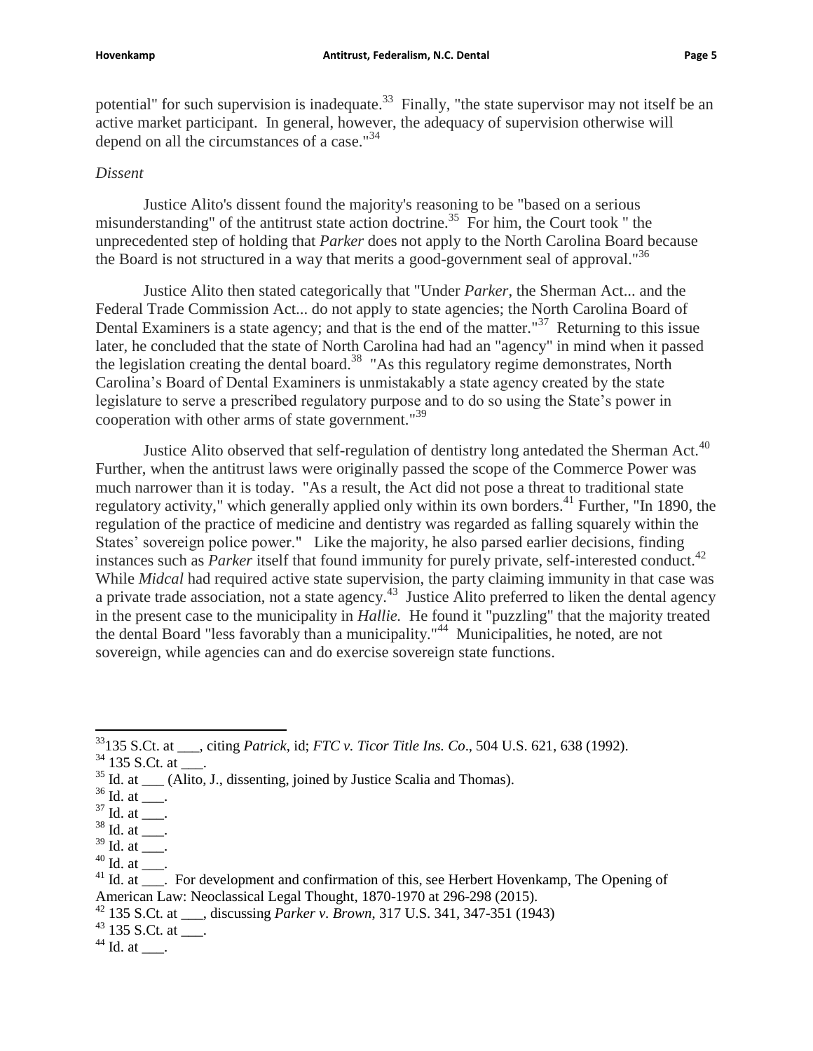potential" for such supervision is inadequate.[33] Finally, "the state supervisor may not itself be an active market participant. In general, however, the adequacy of supervision otherwise will depend on all the circumstances of a case."[34]

*Dissent*

Justice Alito's dissent found the majority's reasoning to be "based on a serious misunderstanding" of the antitrust state action doctrine.[35] For him, the Court took " the unprecedented step of holding that *Parker* does not apply to the North Carolina Board because the Board is not structured in a way that merits a good-government seal of approval."[36]

Justice Alito then stated categorically that "Under *Parker*, the Sherman Act... and the Federal Trade Commission Act... do not apply to state agencies; the North Carolina Board of Dental Examiners is a state agency; and that is the end of the matter."[37] Returning to this issue later, he concluded that the state of North Carolina had had an "agency" in mind when it passed the legislation creating the dental board.[38] "As this regulatory regime demonstrates, North Carolina's Board of Dental Examiners is unmistakably a state agency created by the state legislature to serve a prescribed regulatory purpose and to do so using the State's power in cooperation with other arms of state government."[39]

Justice Alito observed that self-regulation of dentistry long antedated the Sherman Act.[40] Further, when the antitrust laws were originally passed the scope of the Commerce Power was much narrower than it is today. "As a result, the Act did not pose a threat to traditional state regulatory activity," which generally applied only within its own borders.[41] Further, "In 1890, the regulation of the practice of medicine and dentistry was regarded as falling squarely within the States' sovereign police power." Like the majority, he also parsed earlier decisions, finding instances such as *Parker* itself that found immunity for purely private, self-interested conduct.[42] While *Midcal* had required active state supervision, the party claiming immunity in that case was a private trade association, not a state agency.[43] Justice Alito preferred to liken the dental agency in the present case to the municipality in *Hallie.* He found it "puzzling" that the majority treated the dental Board "less favorably than a municipality."[44] Municipalities, he noted, are not sovereign, while agencies can and do exercise sovereign state functions.

---

[33] 135 S.Ct. at ___, citing *Patrick*, id; *FTC v. Ticor Title Ins. Co*., 504 U.S. 621, 638 (1992).

[34] 135 S.Ct. at ___.

[35] Id. at ___ (Alito, J., dissenting, joined by Justice Scalia and Thomas).

[36] Id. at ___.

[37] Id. at ___.

[38] Id. at ___.

[39] Id. at ___.

[40] Id. at ___.

[41] Id. at ___. For development and confirmation of this, see Herbert Hovenkamp, The Opening of American Law: Neoclassical Legal Thought, 1870-1970 at 296-298 (2015).

[42] 135 S.Ct. at ___, discussing *Parker v. Brown*, 317 U.S. 341, 347-351 (1943)

[43] 135 S.Ct. at ___.

[44] Id. at ___.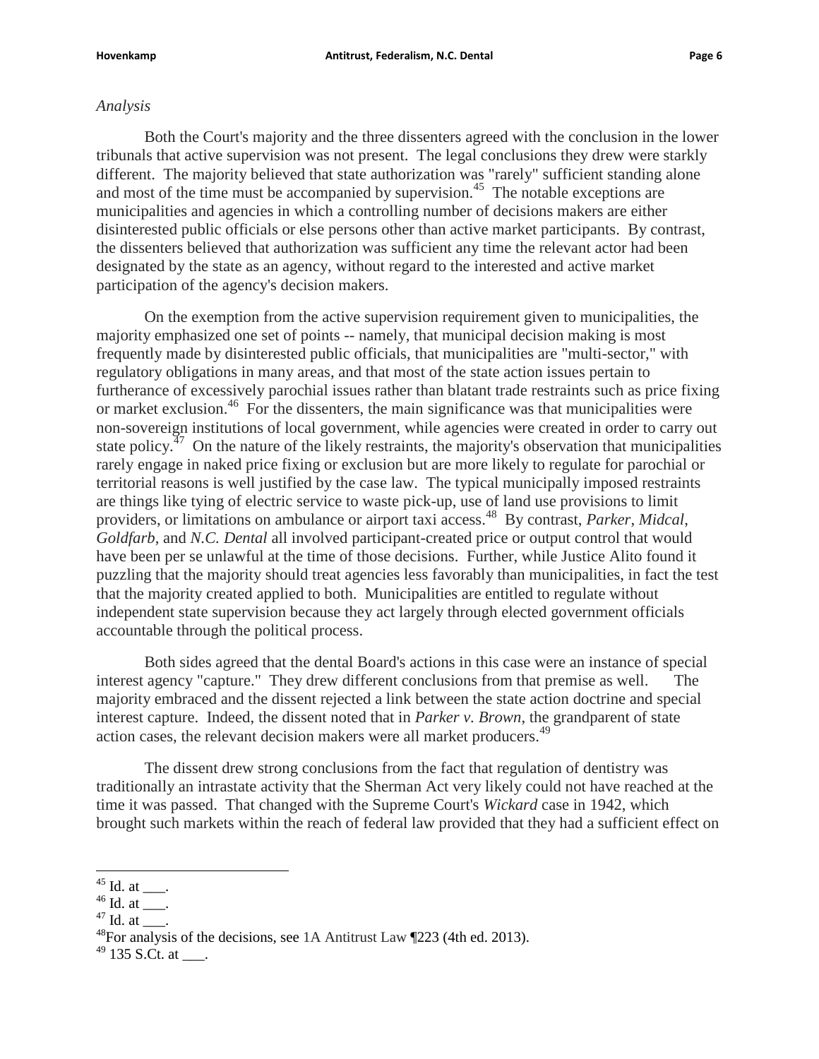*Analysis*

Both the Court's majority and the three dissenters agreed with the conclusion in the lower tribunals that active supervision was not present. The legal conclusions they drew were starkly different. The majority believed that state authorization was "rarely" sufficient standing alone and most of the time must be accompanied by supervision.[45] The notable exceptions are municipalities and agencies in which a controlling number of decisions makers are either disinterested public officials or else persons other than active market participants. By contrast, the dissenters believed that authorization was sufficient any time the relevant actor had been designated by the state as an agency, without regard to the interested and active market participation of the agency's decision makers.

On the exemption from the active supervision requirement given to municipalities, the majority emphasized one set of points -- namely, that municipal decision making is most frequently made by disinterested public officials, that municipalities are "multi-sector," with regulatory obligations in many areas, and that most of the state action issues pertain to furtherance of excessively parochial issues rather than blatant trade restraints such as price fixing or market exclusion.[46] For the dissenters, the main significance was that municipalities were non-sovereign institutions of local government, while agencies were created in order to carry out state policy.[47] On the nature of the likely restraints, the majority's observation that municipalities rarely engage in naked price fixing or exclusion but are more likely to regulate for parochial or territorial reasons is well justified by the case law. The typical municipally imposed restraints are things like tying of electric service to waste pick-up, use of land use provisions to limit providers, or limitations on ambulance or airport taxi access.[48] By contrast, *Parker*, *Midcal*, *Goldfarb*, and *N.C. Dental* all involved participant-created price or output control that would have been per se unlawful at the time of those decisions. Further, while Justice Alito found it puzzling that the majority should treat agencies less favorably than municipalities, in fact the test that the majority created applied to both. Municipalities are entitled to regulate without independent state supervision because they act largely through elected government officials accountable through the political process.

Both sides agreed that the dental Board's actions in this case were an instance of special interest agency "capture." They drew different conclusions from that premise as well. The majority embraced and the dissent rejected a link between the state action doctrine and special interest capture. Indeed, the dissent noted that in *Parker v. Brown*, the grandparent of state action cases, the relevant decision makers were all market producers.[49]

The dissent drew strong conclusions from the fact that regulation of dentistry was traditionally an intrastate activity that the Sherman Act very likely could not have reached at the time it was passed. That changed with the Supreme Court's *Wickard* case in 1942, which brought such markets within the reach of federal law provided that they had a sufficient effect on

---

[45] Id. at \_\_\_.

[46] Id. at \_\_\_.

[47] Id. at \_\_\_.

[48] For analysis of the decisions, see 1A Antitrust Law ¶223 (4th ed. 2013).

[49] 135 S.Ct. at \_\_\_.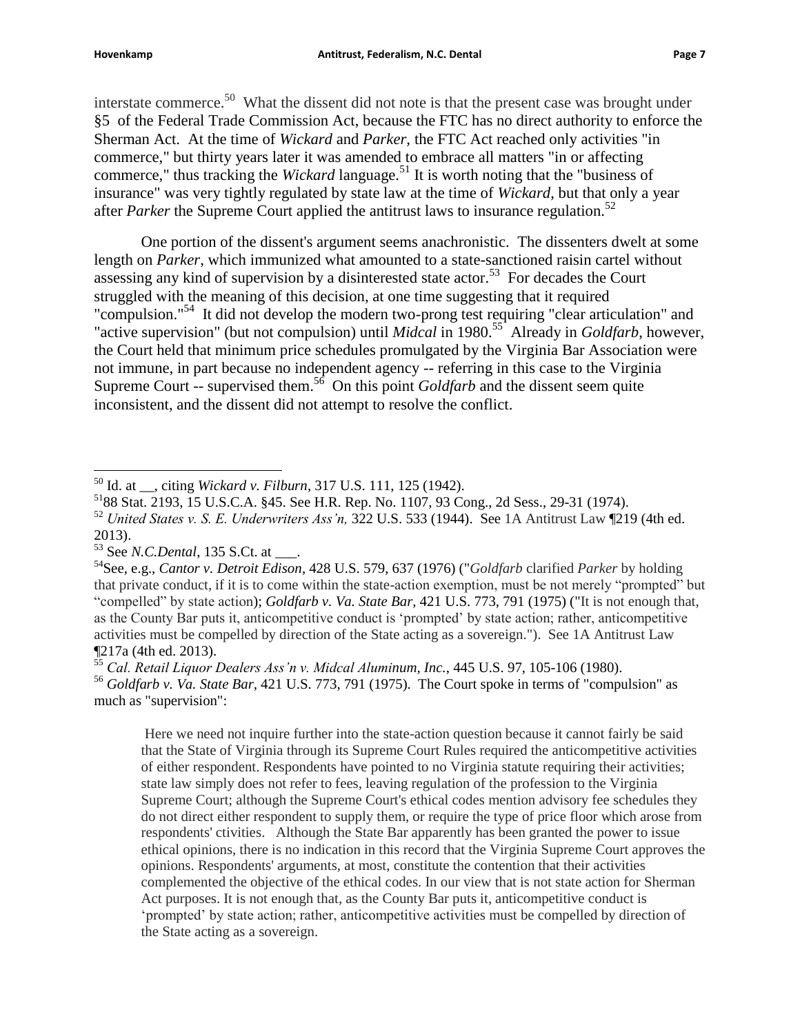interstate commerce.[50] What the dissent did not note is that the present case was brought under §5 of the Federal Trade Commission Act, because the FTC has no direct authority to enforce the Sherman Act. At the time of *Wickard* and *Parker*, the FTC Act reached only activities "in commerce," but thirty years later it was amended to embrace all matters "in or affecting commerce," thus tracking the *Wickard* language.[51] It is worth noting that the "business of insurance" was very tightly regulated by state law at the time of *Wickard*, but that only a year after *Parker* the Supreme Court applied the antitrust laws to insurance regulation.[52]

One portion of the dissent's argument seems anachronistic. The dissenters dwelt at some length on *Parker*, which immunized what amounted to a state-sanctioned raisin cartel without assessing any kind of supervision by a disinterested state actor.[53] For decades the Court struggled with the meaning of this decision, at one time suggesting that it required "compulsion."[54] It did not develop the modern two-prong test requiring "clear articulation" and "active supervision" (but not compulsion) until *Midcal* in 1980.[55] Already in *Goldfarb*, however, the Court held that minimum price schedules promulgated by the Virginia Bar Association were not immune, in part because no independent agency -- referring in this case to the Virginia Supreme Court -- supervised them.[56] On this point *Goldfarb* and the dissent seem quite inconsistent, and the dissent did not attempt to resolve the conflict.

---

[50] Id. at __, citing *Wickard v. Filburn*, 317 U.S. 111, 125 (1942).

[51] 88 Stat. 2193, 15 U.S.C.A. §45. See H.R. Rep. No. 1107, 93 Cong., 2d Sess., 29-31 (1974).

[52] *United States v. S. E. Underwriters Ass'n,* 322 U.S. 533 (1944). See 1A Antitrust Law ¶219 (4th ed. 2013).

[53] See *N.C.Dental*, 135 S.Ct. at ___.

[54] See, e.g., *Cantor v. Detroit Edison*, 428 U.S. 579, 637 (1976) ("*Goldfarb* clarified *Parker* by holding that private conduct, if it is to come within the state-action exemption, must be not merely "prompted" but "compelled" by state action); *Goldfarb v. Va. State Bar*, 421 U.S. 773, 791 (1975) ("It is not enough that, as the County Bar puts it, anticompetitive conduct is 'prompted' by state action; rather, anticompetitive activities must be compelled by direction of the State acting as a sovereign."). See 1A Antitrust Law ¶217a (4th ed. 2013).

[55] *Cal. Retail Liquor Dealers Ass'n v. Midcal Aluminum, Inc.*, 445 U.S. 97, 105-106 (1980).

[56] *Goldfarb v. Va. State Bar*, 421 U.S. 773, 791 (1975). The Court spoke in terms of "compulsion" as much as "supervision":

> Here we need not inquire further into the state-action question because it cannot fairly be said that the State of Virginia through its Supreme Court Rules required the anticompetitive activities of either respondent. Respondents have pointed to no Virginia statute requiring their activities; state law simply does not refer to fees, leaving regulation of the profession to the Virginia Supreme Court; although the Supreme Court's ethical codes mention advisory fee schedules they do not direct either respondent to supply them, or require the type of price floor which arose from respondents' ctivities. Although the State Bar apparently has been granted the power to issue ethical opinions, there is no indication in this record that the Virginia Supreme Court approves the opinions. Respondents' arguments, at most, constitute the contention that their activities complemented the objective of the ethical codes. In our view that is not state action for Sherman Act purposes. It is not enough that, as the County Bar puts it, anticompetitive conduct is 'prompted' by state action; rather, anticompetitive activities must be compelled by direction of the State acting as a sovereign.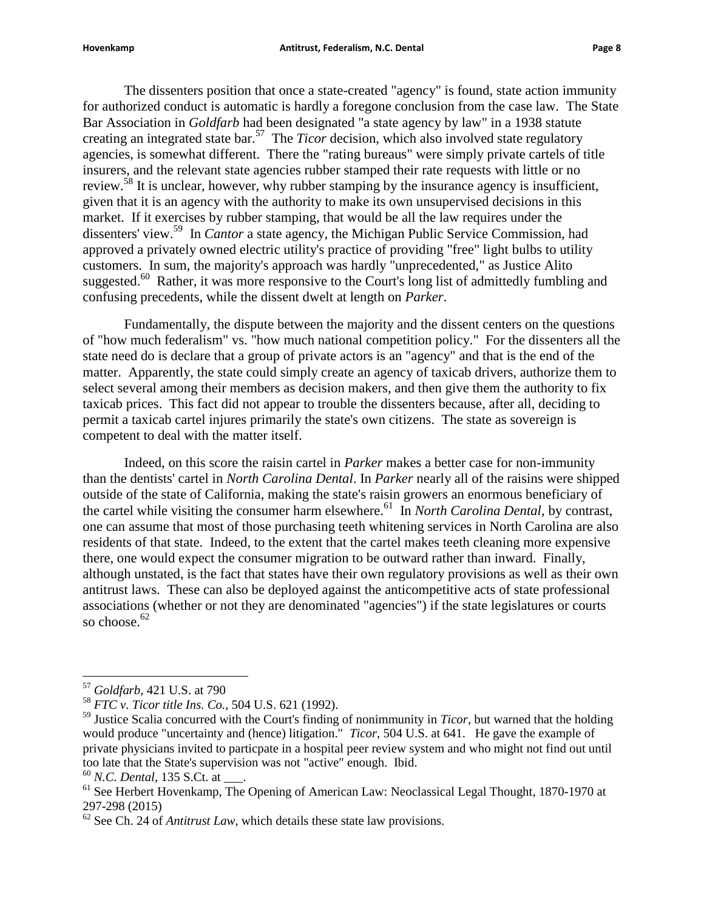The dissenters position that once a state-created "agency" is found, state action immunity for authorized conduct is automatic is hardly a foregone conclusion from the case law. The State Bar Association in *Goldfarb* had been designated "a state agency by law" in a 1938 statute creating an integrated state bar.[57] The *Ticor* decision, which also involved state regulatory agencies, is somewhat different. There the "rating bureaus" were simply private cartels of title insurers, and the relevant state agencies rubber stamped their rate requests with little or no review.[58] It is unclear, however, why rubber stamping by the insurance agency is insufficient, given that it is an agency with the authority to make its own unsupervised decisions in this market. If it exercises by rubber stamping, that would be all the law requires under the dissenters' view.[59] In *Cantor* a state agency, the Michigan Public Service Commission, had approved a privately owned electric utility's practice of providing "free" light bulbs to utility customers. In sum, the majority's approach was hardly "unprecedented," as Justice Alito suggested.[60] Rather, it was more responsive to the Court's long list of admittedly fumbling and confusing precedents, while the dissent dwelt at length on *Parker*.

Fundamentally, the dispute between the majority and the dissent centers on the questions of "how much federalism" vs. "how much national competition policy." For the dissenters all the state need do is declare that a group of private actors is an "agency" and that is the end of the matter. Apparently, the state could simply create an agency of taxicab drivers, authorize them to select several among their members as decision makers, and then give them the authority to fix taxicab prices. This fact did not appear to trouble the dissenters because, after all, deciding to permit a taxicab cartel injures primarily the state's own citizens. The state as sovereign is competent to deal with the matter itself.

Indeed, on this score the raisin cartel in *Parker* makes a better case for non-immunity than the dentists' cartel in *North Carolina Dental*. In *Parker* nearly all of the raisins were shipped outside of the state of California, making the state's raisin growers an enormous beneficiary of the cartel while visiting the consumer harm elsewhere.[61] In *North Carolina Dental*, by contrast, one can assume that most of those purchasing teeth whitening services in North Carolina are also residents of that state. Indeed, to the extent that the cartel makes teeth cleaning more expensive there, one would expect the consumer migration to be outward rather than inward. Finally, although unstated, is the fact that states have their own regulatory provisions as well as their own antitrust laws. These can also be deployed against the anticompetitive acts of state professional associations (whether or not they are denominated "agencies") if the state legislatures or courts so choose.[62]

---

[57] *Goldfarb*, 421 U.S. at 790

[58] *FTC v. Ticor title Ins. Co.*, 504 U.S. 621 (1992).

[59] Justice Scalia concurred with the Court's finding of nonimmunity in *Ticor*, but warned that the holding would produce "uncertainty and (hence) litigation." *Ticor*, 504 U.S. at 641. He gave the example of private physicians invited to particpate in a hospital peer review system and who might not find out until too late that the State's supervision was not "active" enough. Ibid.

[60] *N.C. Dental*, 135 S.Ct. at ___.

[61] See Herbert Hovenkamp, The Opening of American Law: Neoclassical Legal Thought, 1870-1970 at 297-298 (2015)

[62] See Ch. 24 of *Antitrust Law*, which details these state law provisions.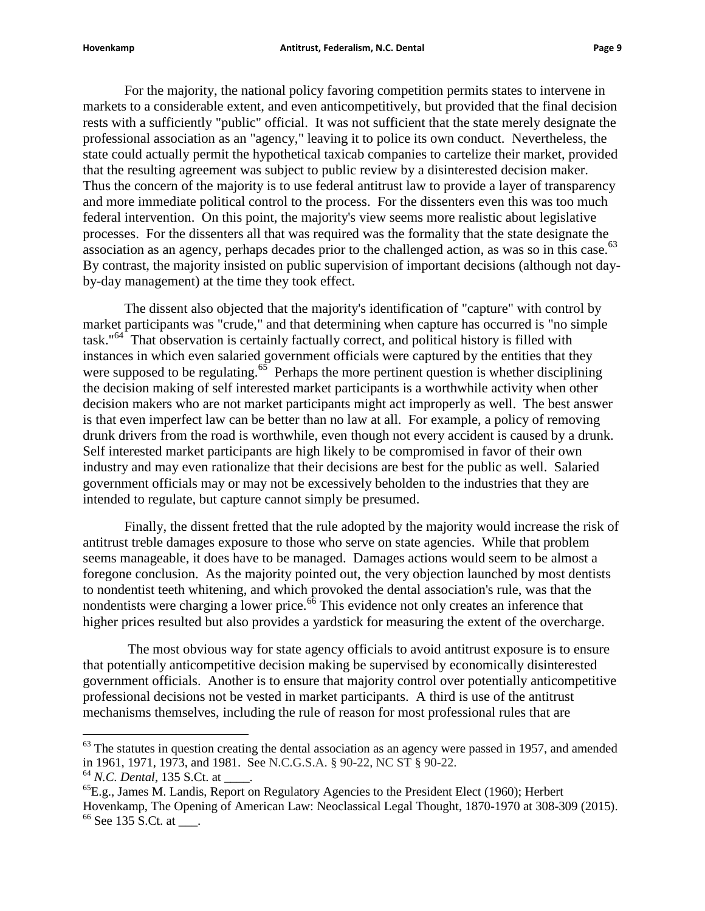For the majority, the national policy favoring competition permits states to intervene in markets to a considerable extent, and even anticompetitively, but provided that the final decision rests with a sufficiently "public" official. It was not sufficient that the state merely designate the professional association as an "agency," leaving it to police its own conduct. Nevertheless, the state could actually permit the hypothetical taxicab companies to cartelize their market, provided that the resulting agreement was subject to public review by a disinterested decision maker. Thus the concern of the majority is to use federal antitrust law to provide a layer of transparency and more immediate political control to the process. For the dissenters even this was too much federal intervention. On this point, the majority's view seems more realistic about legislative processes. For the dissenters all that was required was the formality that the state designate the association as an agency, perhaps decades prior to the challenged action, as was so in this case.[63] By contrast, the majority insisted on public supervision of important decisions (although not day-by-day management) at the time they took effect.

The dissent also objected that the majority's identification of "capture" with control by market participants was "crude," and that determining when capture has occurred is "no simple task."[64] That observation is certainly factually correct, and political history is filled with instances in which even salaried government officials were captured by the entities that they were supposed to be regulating.[65] Perhaps the more pertinent question is whether disciplining the decision making of self interested market participants is a worthwhile activity when other decision makers who are not market participants might act improperly as well. The best answer is that even imperfect law can be better than no law at all. For example, a policy of removing drunk drivers from the road is worthwhile, even though not every accident is caused by a drunk. Self interested market participants are high likely to be compromised in favor of their own industry and may even rationalize that their decisions are best for the public as well. Salaried government officials may or may not be excessively beholden to the industries that they are intended to regulate, but capture cannot simply be presumed.

Finally, the dissent fretted that the rule adopted by the majority would increase the risk of antitrust treble damages exposure to those who serve on state agencies. While that problem seems manageable, it does have to be managed. Damages actions would seem to be almost a foregone conclusion. As the majority pointed out, the very objection launched by most dentists to nondentist teeth whitening, and which provoked the dental association's rule, was that the nondentists were charging a lower price.[66] This evidence not only creates an inference that higher prices resulted but also provides a yardstick for measuring the extent of the overcharge.

The most obvious way for state agency officials to avoid antitrust exposure is to ensure that potentially anticompetitive decision making be supervised by economically disinterested government officials. Another is to ensure that majority control over potentially anticompetitive professional decisions not be vested in market participants. A third is use of the antitrust mechanisms themselves, including the rule of reason for most professional rules that are

---

[63] The statutes in question creating the dental association as an agency were passed in 1957, and amended in 1961, 1971, 1973, and 1981. See N.C.G.S.A. § 90-22, NC ST § 90-22.

[64] *N.C. Dental*, 135 S.Ct. at ____.

[65] E.g., James M. Landis, Report on Regulatory Agencies to the President Elect (1960); Herbert Hovenkamp, The Opening of American Law: Neoclassical Legal Thought, 1870-1970 at 308-309 (2015).

[66] See 135 S.Ct. at ___.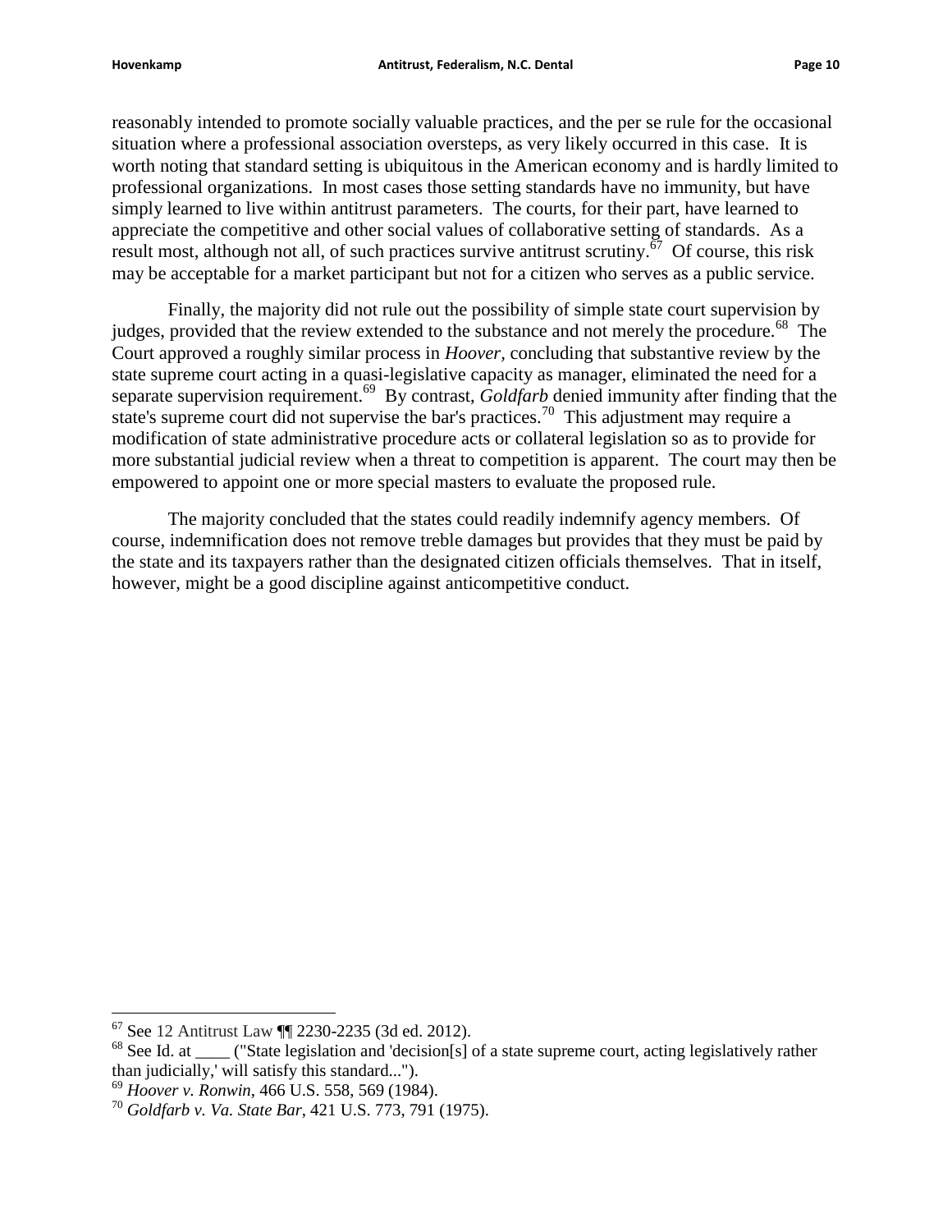reasonably intended to promote socially valuable practices, and the per se rule for the occasional situation where a professional association oversteps, as very likely occurred in this case. It is worth noting that standard setting is ubiquitous in the American economy and is hardly limited to professional organizations. In most cases those setting standards have no immunity, but have simply learned to live within antitrust parameters. The courts, for their part, have learned to appreciate the competitive and other social values of collaborative setting of standards. As a result most, although not all, of such practices survive antitrust scrutiny.[67] Of course, this risk may be acceptable for a market participant but not for a citizen who serves as a public service.

Finally, the majority did not rule out the possibility of simple state court supervision by judges, provided that the review extended to the substance and not merely the procedure.[68] The Court approved a roughly similar process in *Hoover*, concluding that substantive review by the state supreme court acting in a quasi-legislative capacity as manager, eliminated the need for a separate supervision requirement.[69] By contrast, *Goldfarb* denied immunity after finding that the state's supreme court did not supervise the bar's practices.[70] This adjustment may require a modification of state administrative procedure acts or collateral legislation so as to provide for more substantial judicial review when a threat to competition is apparent. The court may then be empowered to appoint one or more special masters to evaluate the proposed rule.

The majority concluded that the states could readily indemnify agency members. Of course, indemnification does not remove treble damages but provides that they must be paid by the state and its taxpayers rather than the designated citizen officials themselves. That in itself, however, might be a good discipline against anticompetitive conduct.

---

[67] See 12 Antitrust Law ¶¶ 2230-2235 (3d ed. 2012).

[68] See Id. at ____ ("State legislation and 'decision[s] of a state supreme court, acting legislatively rather than judicially,' will satisfy this standard...").

[69] *Hoover v. Ronwin*, 466 U.S. 558, 569 (1984).

[70] *Goldfarb v. Va. State Bar*, 421 U.S. 773, 791 (1975).